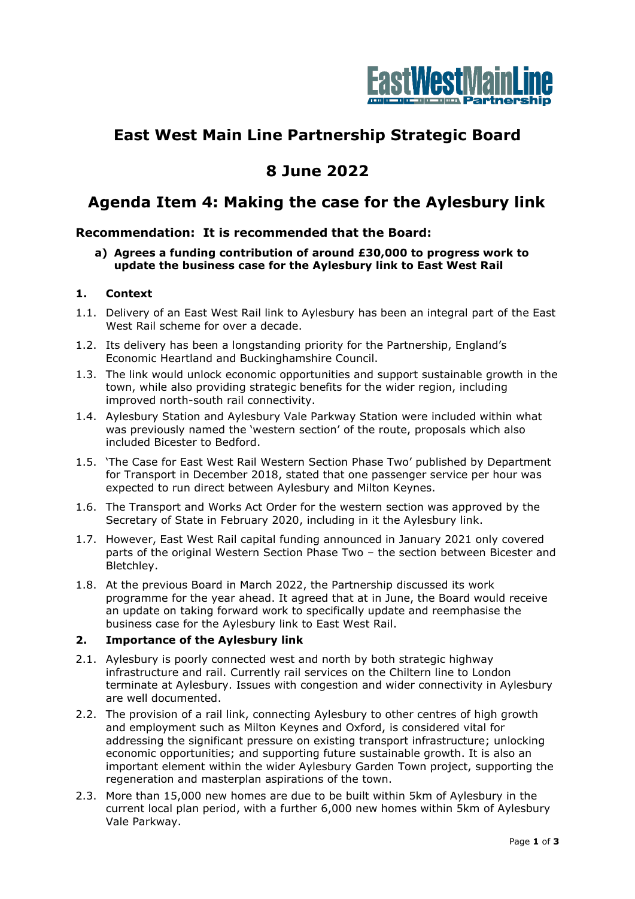# East West Main Line Partnership Strategic Board

# 8 June 2022

# Agenda Item 4: Making the case for the Aylesbury link

### Recommendation: It is recommended that the Board:

**a) Agrees a funding contribution of around £30,000 to progress work to update the business case for the Aylesbury link to East West Rail**

#### 1. Context

1.1. Delivery of an East West Rail link to Aylesbury has been an integral part of the East West Rail scheme for over a decade.

1.2. Its delivery has been a longstanding priority for the Partnership, England's Economic Heartland and Buckinghamshire Council.

1.3. The link would unlock economic opportunities and support sustainable growth in the town, while also providing strategic benefits for the wider region, including improved north-south rail connectivity.

1.4. Aylesbury Station and Aylesbury Vale Parkway Station were included within what was previously named the 'western section' of the route, proposals which also included Bicester to Bedford.

1.5. 'The Case for East West Rail Western Section Phase Two' published by Department for Transport in December 2018, stated that one passenger service per hour was expected to run direct between Aylesbury and Milton Keynes.

1.6. The Transport and Works Act Order for the western section was approved by the Secretary of State in February 2020, including in it the Aylesbury link.

1.7. However, East West Rail capital funding announced in January 2021 only covered parts of the original Western Section Phase Two – the section between Bicester and Bletchley.

1.8. At the previous Board in March 2022, the Partnership discussed its work programme for the year ahead. It agreed that at in June, the Board would receive an update on taking forward work to specifically update and reemphasise the business case for the Aylesbury link to East West Rail.

#### 2. Importance of the Aylesbury link

2.1. Aylesbury is poorly connected west and north by both strategic highway infrastructure and rail. Currently rail services on the Chiltern line to London terminate at Aylesbury. Issues with congestion and wider connectivity in Aylesbury are well documented.

2.2. The provision of a rail link, connecting Aylesbury to other centres of high growth and employment such as Milton Keynes and Oxford, is considered vital for addressing the significant pressure on existing transport infrastructure; unlocking economic opportunities; and supporting future sustainable growth. It is also an important element within the wider Aylesbury Garden Town project, supporting the regeneration and masterplan aspirations of the town.

2.3. More than 15,000 new homes are due to be built within 5km of Aylesbury in the current local plan period, with a further 6,000 new homes within 5km of Aylesbury Vale Parkway.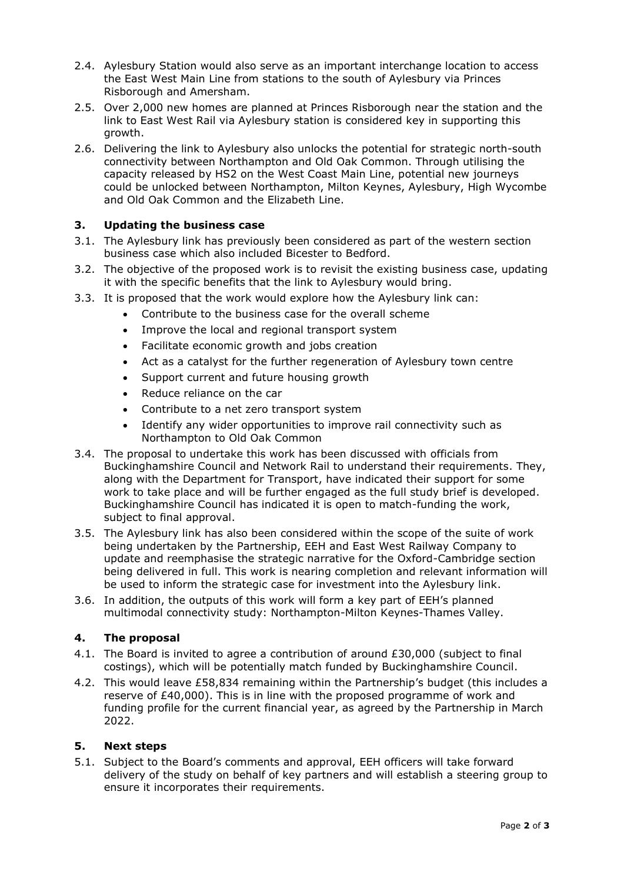2.4. Aylesbury Station would also serve as an important interchange location to access the East West Main Line from stations to the south of Aylesbury via Princes Risborough and Amersham.

2.5. Over 2,000 new homes are planned at Princes Risborough near the station and the link to East West Rail via Aylesbury station is considered key in supporting this growth.

2.6. Delivering the link to Aylesbury also unlocks the potential for strategic north-south connectivity between Northampton and Old Oak Common. Through utilising the capacity released by HS2 on the West Coast Main Line, potential new journeys could be unlocked between Northampton, Milton Keynes, Aylesbury, High Wycombe and Old Oak Common and the Elizabeth Line.

## 3. Updating the business case

3.1. The Aylesbury link has previously been considered as part of the western section business case which also included Bicester to Bedford.

3.2. The objective of the proposed work is to revisit the existing business case, updating it with the specific benefits that the link to Aylesbury would bring.

3.3. It is proposed that the work would explore how the Aylesbury link can:

- Contribute to the business case for the overall scheme
- Improve the local and regional transport system
- Facilitate economic growth and jobs creation
- Act as a catalyst for the further regeneration of Aylesbury town centre
- Support current and future housing growth
- Reduce reliance on the car
- Contribute to a net zero transport system
- Identify any wider opportunities to improve rail connectivity such as Northampton to Old Oak Common

3.4. The proposal to undertake this work has been discussed with officials from Buckinghamshire Council and Network Rail to understand their requirements. They, along with the Department for Transport, have indicated their support for some work to take place and will be further engaged as the full study brief is developed. Buckinghamshire Council has indicated it is open to match-funding the work, subject to final approval.

3.5. The Aylesbury link has also been considered within the scope of the suite of work being undertaken by the Partnership, EEH and East West Railway Company to update and reemphasise the strategic narrative for the Oxford-Cambridge section being delivered in full. This work is nearing completion and relevant information will be used to inform the strategic case for investment into the Aylesbury link.

3.6. In addition, the outputs of this work will form a key part of EEH's planned multimodal connectivity study: Northampton-Milton Keynes-Thames Valley.

## 4. The proposal

4.1. The Board is invited to agree a contribution of around £30,000 (subject to final costings), which will be potentially match funded by Buckinghamshire Council.

4.2. This would leave £58,834 remaining within the Partnership's budget (this includes a reserve of £40,000). This is in line with the proposed programme of work and funding profile for the current financial year, as agreed by the Partnership in March 2022.

## 5. Next steps

5.1. Subject to the Board's comments and approval, EEH officers will take forward delivery of the study on behalf of key partners and will establish a steering group to ensure it incorporates their requirements.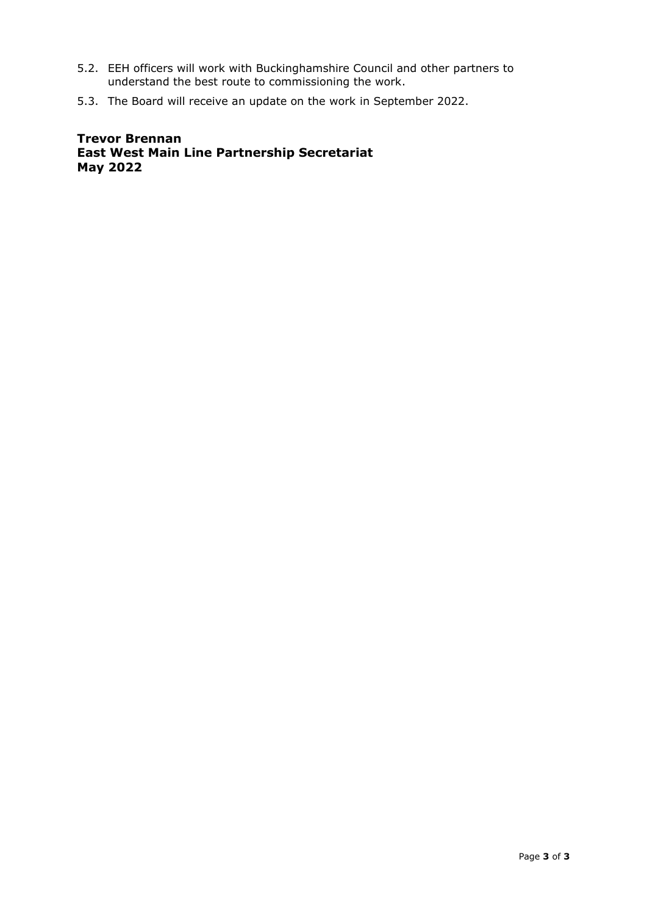5.2. EEH officers will work with Buckinghamshire Council and other partners to understand the best route to commissioning the work.

5.3. The Board will receive an update on the work in September 2022.

**Trevor Brennan**
**East West Main Line Partnership Secretariat**
**May 2022**